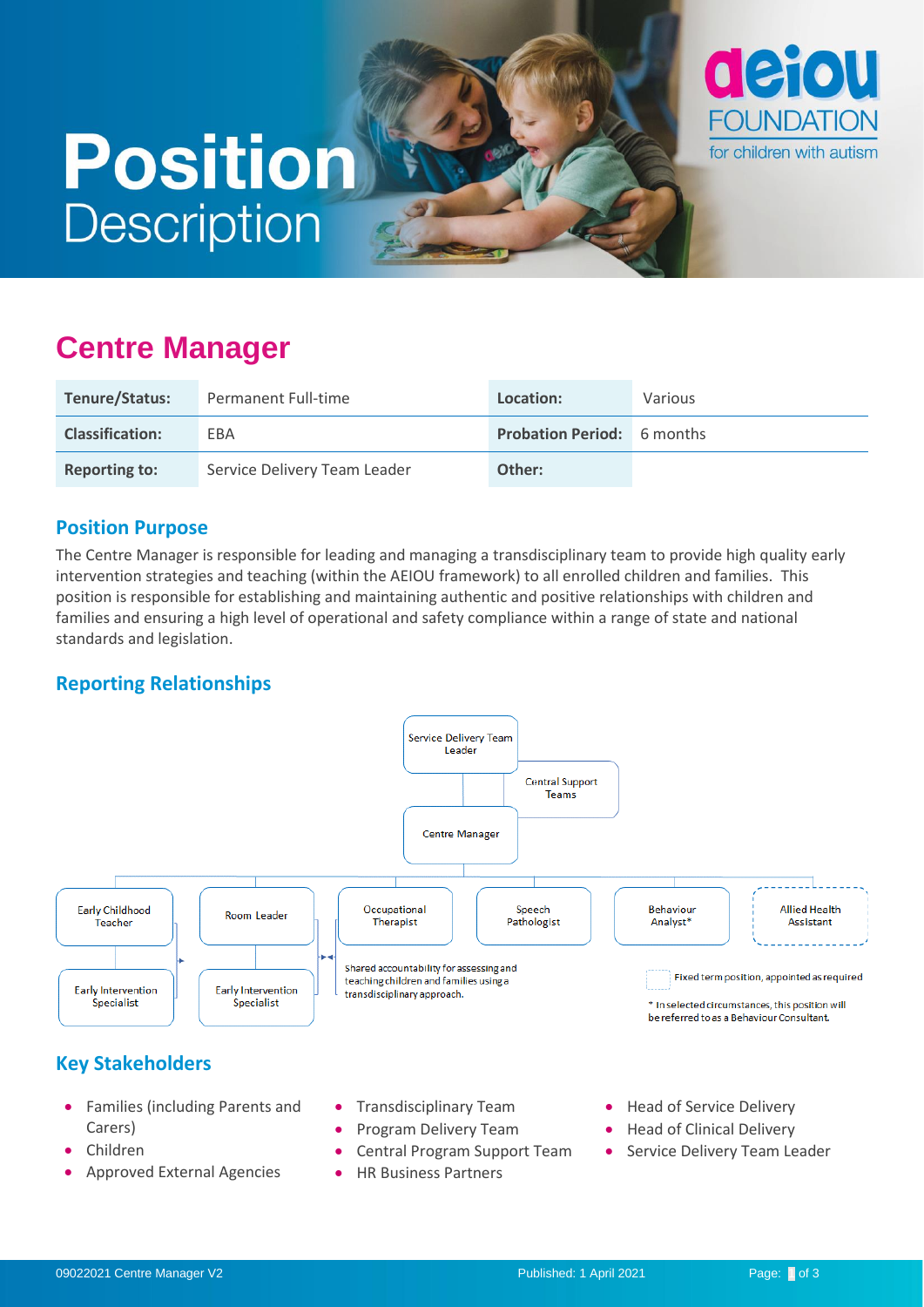# Position Description

## Centre Manager

| Tenure/Status: | Permanent Full-time | Location: | Various |
|---|---|---|---|
| Classification: | EBA | Probation Period: | 6 months |
| Reporting to: | Service Delivery Team Leader | Other: | |

### Position Purpose

The Centre Manager is responsible for leading and managing a transdisciplinary team to provide high quality early intervention strategies and teaching (within the AEIOU framework) to all enrolled children and families. This position is responsible for establishing and maintaining authentic and positive relationships with children and families and ensuring a high level of operational and safety compliance within a range of state and national standards and legislation.

### Reporting Relationships

- Service Delivery Team Leader
  - Central Support Teams
  - Centre Manager
    - Early Childhood Teacher
      - Early Intervention Specialist
    - Room Leader
      - Early Intervention Specialist
    - Occupational Therapist
    - Speech Pathologist
    - Behaviour Analyst*
    - Allied Health Assistant

Shared accountability for assessing and teaching children and families using a transdisciplinary approach.

Fixed term position, appointed as required

\* In selected circumstances, this position will be referred to as a Behaviour Consultant.

### Key Stakeholders

- Families (including Parents and Carers)
- Children
- Approved External Agencies
- Transdisciplinary Team
- Program Delivery Team
- Central Program Support Team
- HR Business Partners
- Head of Service Delivery
- Head of Clinical Delivery
- Service Delivery Team Leader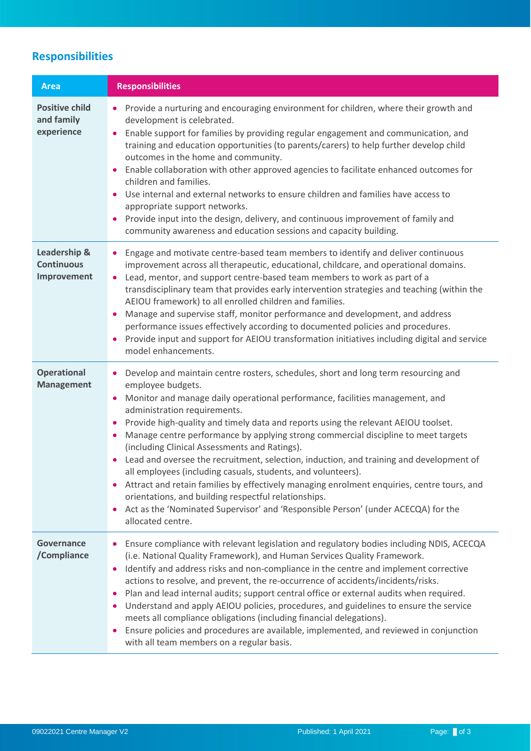## Responsibilities

| Area | Responsibilities |
|---|---|
| **Positive child and family experience** | • Provide a nurturing and encouraging environment for children, where their growth and development is celebrated.<br>• Enable support for families by providing regular engagement and communication, and training and education opportunities (to parents/carers) to help further develop child outcomes in the home and community.<br>• Enable collaboration with other approved agencies to facilitate enhanced outcomes for children and families.<br>• Use internal and external networks to ensure children and families have access to appropriate support networks.<br>• Provide input into the design, delivery, and continuous improvement of family and community awareness and education sessions and capacity building. |
| **Leadership & Continuous Improvement** | • Engage and motivate centre-based team members to identify and deliver continuous improvement across all therapeutic, educational, childcare, and operational domains.<br>• Lead, mentor, and support centre-based team members to work as part of a transdisciplinary team that provides early intervention strategies and teaching (within the AEIOU framework) to all enrolled children and families.<br>• Manage and supervise staff, monitor performance and development, and address performance issues effectively according to documented policies and procedures.<br>• Provide input and support for AEIOU transformation initiatives including digital and service model enhancements. |
| **Operational Management** | • Develop and maintain centre rosters, schedules, short and long term resourcing and employee budgets.<br>• Monitor and manage daily operational performance, facilities management, and administration requirements.<br>• Provide high-quality and timely data and reports using the relevant AEIOU toolset.<br>• Manage centre performance by applying strong commercial discipline to meet targets (including Clinical Assessments and Ratings).<br>• Lead and oversee the recruitment, selection, induction, and training and development of all employees (including casuals, students, and volunteers).<br>• Attract and retain families by effectively managing enrolment enquiries, centre tours, and orientations, and building respectful relationships.<br>• Act as the 'Nominated Supervisor' and 'Responsible Person' (under ACECQA) for the allocated centre. |
| **Governance /Compliance** | • Ensure compliance with relevant legislation and regulatory bodies including NDIS, ACECQA (i.e. National Quality Framework), and Human Services Quality Framework.<br>• Identify and address risks and non-compliance in the centre and implement corrective actions to resolve, and prevent, the re-occurrence of accidents/incidents/risks.<br>• Plan and lead internal audits; support central office or external audits when required.<br>• Understand and apply AEIOU policies, procedures, and guidelines to ensure the service meets all compliance obligations (including financial delegations).<br>• Ensure policies and procedures are available, implemented, and reviewed in conjunction with all team members on a regular basis. |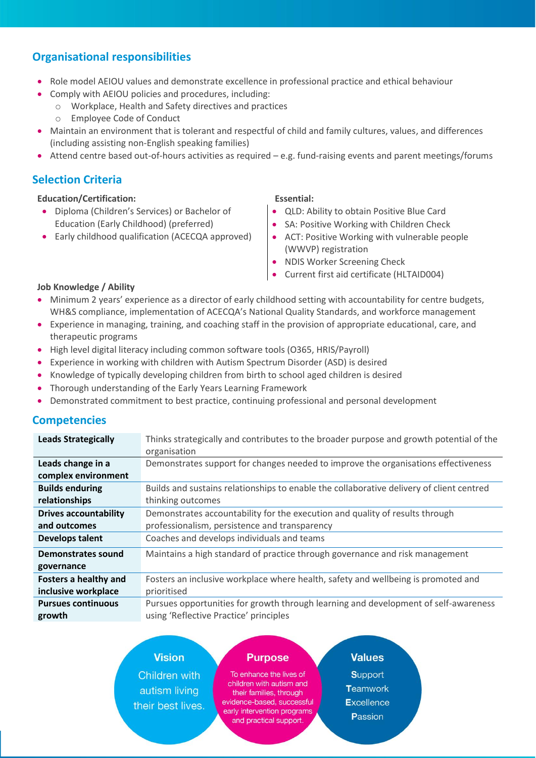## Organisational responsibilities

- Role model AEIOU values and demonstrate excellence in professional practice and ethical behaviour
- Comply with AEIOU policies and procedures, including:
  - Workplace, Health and Safety directives and practices
  - Employee Code of Conduct
- Maintain an environment that is tolerant and respectful of child and family cultures, values, and differences (including assisting non-English speaking families)
- Attend centre based out-of-hours activities as required – e.g. fund-raising events and parent meetings/forums

## Selection Criteria

**Education/Certification:**

- Diploma (Children's Services) or Bachelor of Education (Early Childhood) (preferred)
- Early childhood qualification (ACECQA approved)

**Essential:**

- QLD: Ability to obtain Positive Blue Card
- SA: Positive Working with Children Check
- ACT: Positive Working with vulnerable people (WWVP) registration
- NDIS Worker Screening Check
- Current first aid certificate (HLTAID004)

**Job Knowledge / Ability**

- Minimum 2 years' experience as a director of early childhood setting with accountability for centre budgets, WH&S compliance, implementation of ACECQA's National Quality Standards, and workforce management
- Experience in managing, training, and coaching staff in the provision of appropriate educational, care, and therapeutic programs
- High level digital literacy including common software tools (O365, HRIS/Payroll)
- Experience in working with children with Autism Spectrum Disorder (ASD) is desired
- Knowledge of typically developing children from birth to school aged children is desired
- Thorough understanding of the Early Years Learning Framework
- Demonstrated commitment to best practice, continuing professional and personal development

## Competencies

| | |
|---|---|
| **Leads Strategically** | Thinks strategically and contributes to the broader purpose and growth potential of the organisation |
| **Leads change in a complex environment** | Demonstrates support for changes needed to improve the organisations effectiveness |
| **Builds enduring relationships** | Builds and sustains relationships to enable the collaborative delivery of client centred thinking outcomes |
| **Drives accountability and outcomes** | Demonstrates accountability for the execution and quality of results through professionalism, persistence and transparency |
| **Develops talent** | Coaches and develops individuals and teams |
| **Demonstrates sound governance** | Maintains a high standard of practice through governance and risk management |
| **Fosters a healthy and inclusive workplace** | Fosters an inclusive workplace where health, safety and wellbeing is promoted and prioritised |
| **Pursues continuous growth** | Pursues opportunities for growth through learning and development of self-awareness using 'Reflective Practice' principles |

**Vision**

Children with autism living their best lives.

**Purpose**

To enhance the lives of children with autism and their families, through evidence-based, successful early intervention programs and practical support.

**Values**

**S**upport
**T**eamwork
**E**xcellence
**P**assion